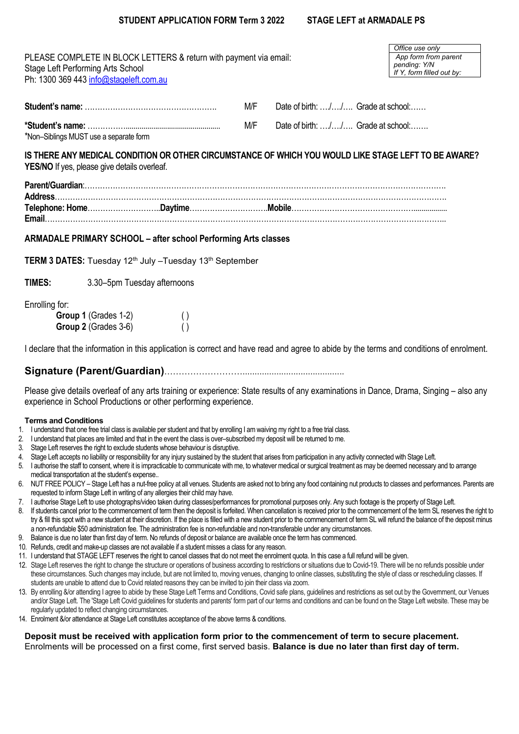**STUDENT APPLICATION FORM Term 3 2022 STAGE LEFT at ARMADALE PS**

PLEASE COMPLETE IN BLOCK LETTERS & return with payment via email:
Stage Left Performing Arts School
Ph: 1300 369 443 info@stageleft.com.au

| *Office use only* |
|---|
| *App form from parent pending: Y/N* *If Y, form filled out by:* |

**Student's name:** ……………………………………………. M/F Date of birth: …./…./…. Grade at school:……

***Student's name:** ……………............................................... M/F Date of birth: …./…./…. Grade at school:…….

*Non–Siblings MUST use a separate form

**IS THERE ANY MEDICAL CONDITION OR OTHER CIRCUMSTANCE OF WHICH YOU WOULD LIKE STAGE LEFT TO BE AWARE? YES/NO** If yes, please give details overleaf.

**Parent/Guardian**:……………………………………………………………………………………………………………………….
**Address**……………………………………………………………………………………………………………………………….
**Telephone: Home**………………………..**Daytime**…………………………**Mobile**………………………………………….................
**Email**………………………………………………………………………………………………………………………………..

**ARMADALE PRIMARY SCHOOL – after school Performing Arts classes**

**TERM 3 DATES:** Tuesday 12th July –Tuesday 13th September

**TIMES:** 3.30–5pm Tuesday afternoons

Enrolling for:
- **Group 1** (Grades 1-2) ( )
- **Group 2** (Grades 3-6) ( )

I declare that the information in this application is correct and have read and agree to abide by the terms and conditions of enrolment.

**Signature (Parent/Guardian)**………………………........................................

Please give details overleaf of any arts training or experience: State results of any examinations in Dance, Drama, Singing – also any experience in School Productions or other performing experience.

**Terms and Conditions**

1. I understand that one free trial class is available per student and that by enrolling I am waiving my right to a free trial class.
2. I understand that places are limited and that in the event the class is over–subscribed my deposit will be returned to me.
3. Stage Left reserves the right to exclude students whose behaviour is disruptive.
4. Stage Left accepts no liability or responsibility for any injury sustained by the student that arises from participation in any activity connected with Stage Left.
5. I authorise the staff to consent, where it is impracticable to communicate with me, to whatever medical or surgical treatment as may be deemed necessary and to arrange medical transportation at the student's expense..
6. NUT FREE POLICY – Stage Left has a nut-free policy at all venues. Students are asked not to bring any food containing nut products to classes and performances. Parents are requested to inform Stage Left in writing of any allergies their child may have.
7. I authorise Stage Left to use photographs/video taken during classes/performances for promotional purposes only. Any such footage is the property of Stage Left.
8. If students cancel prior to the commencement of term then the deposit is forfeited. When cancellation is received prior to the commencement of the term SL reserves the right to try & fill this spot with a new student at their discretion. If the place is filled with a new student prior to the commencement of term SL will refund the balance of the deposit minus a non-refundable $50 administration fee. The administration fee is non-refundable and non-transferable under any circumstances.
9. Balance is due no later than first day of term. No refunds of deposit or balance are available once the term has commenced.
10. Refunds, credit and make-up classes are not available if a student misses a class for any reason.
11. I understand that STAGE LEFT reserves the right to cancel classes that do not meet the enrolment quota. In this case a full refund will be given.
12. Stage Left reserves the right to change the structure or operations of business according to restrictions or situations due to Covid-19. There will be no refunds possible under these circumstances. Such changes may include, but are not limited to, moving venues, changing to online classes, substituting the style of class or rescheduling classes. If students are unable to attend due to Covid related reasons they can be invited to join their class via zoom.
13. By enrolling &/or attending I agree to abide by these Stage Left Terms and Conditions, Covid safe plans, guidelines and restrictions as set out by the Government, our Venues and/or Stage Left. The 'Stage Left Covid guidelines for students and parents' form part of our terms and conditions and can be found on the Stage Left website. These may be regularly updated to reflect changing circumstances.
14. Enrolment &/or attendance at Stage Left constitutes acceptance of the above terms & conditions.

**Deposit must be received with application form prior to the commencement of term to secure placement.** Enrolments will be processed on a first come, first served basis. **Balance is due no later than first day of term.**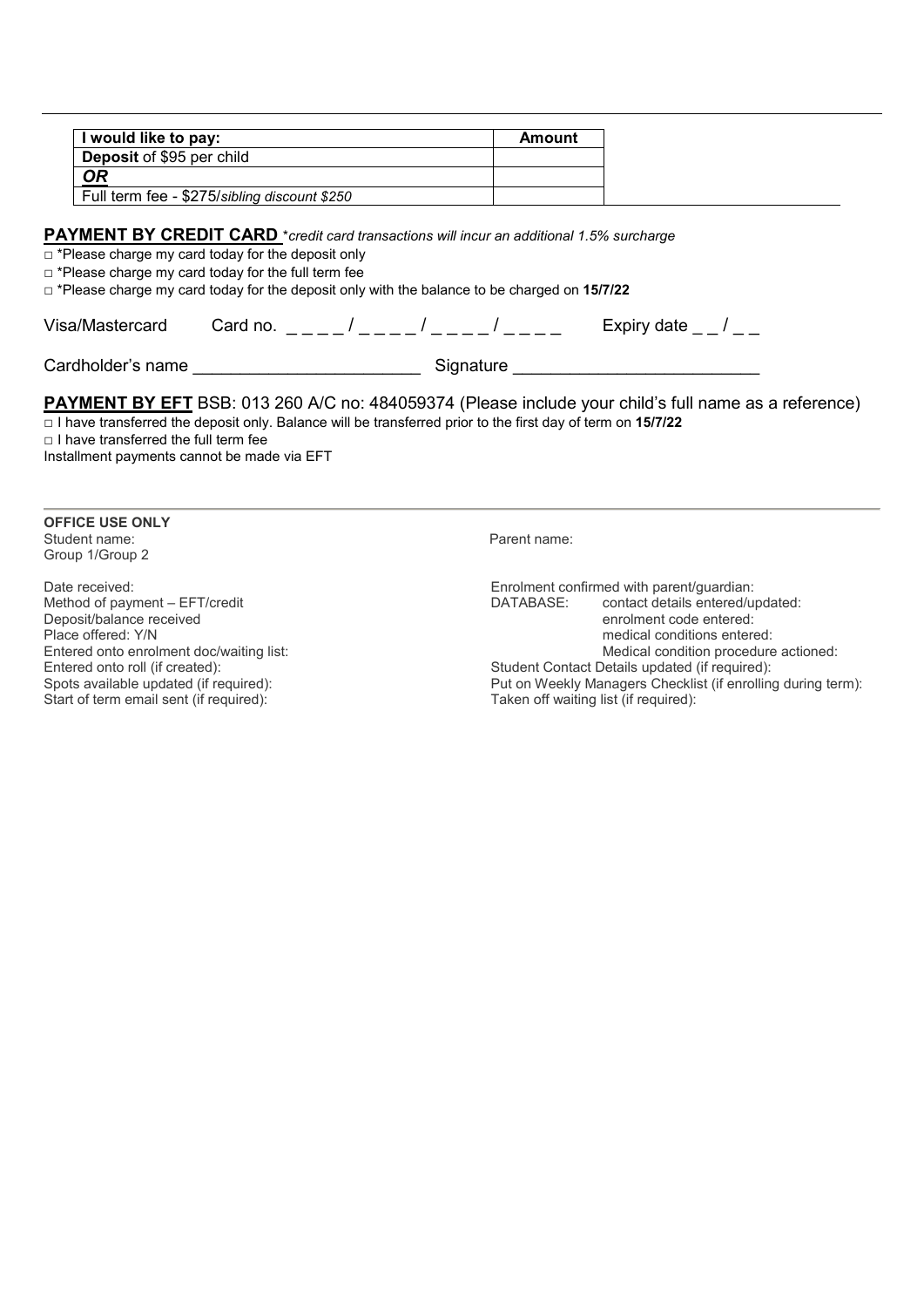| I would like to pay: | Amount |
| --- | --- |
| **Deposit** of $95 per child | |
| ***OR*** | |
| Full term fee - $275/*sibling discount $250* | |

**PAYMENT BY CREDIT CARD** *\*credit card transactions will incur an additional 1.5% surcharge*

□ *Please charge my card today for the deposit only
□ *Please charge my card today for the full term fee
□ *Please charge my card today for the deposit only with the balance to be charged on **15/7/22**

Visa/Mastercard Card no. _ _ _ _ / _ _ _ _ / _ _ _ _ / _ _ _ _ Expiry date _ _ / _ _

Cardholder's name ________________________ Signature _________________________

**PAYMENT BY EFT** BSB: 013 260 A/C no: 484059374 (Please include your child's full name as a reference)

□ I have transferred the deposit only. Balance will be transferred prior to the first day of term on **15/7/22**
□ I have transferred the full term fee
Installment payments cannot be made via EFT

---

**OFFICE USE ONLY**

Student name:
Group 1/Group 2

Parent name:

Date received:
Method of payment – EFT/credit
Deposit/balance received
Place offered: Y/N
Entered onto enrolment doc/waiting list:
Entered onto roll (if created):
Spots available updated (if required):
Start of term email sent (if required):

Enrolment confirmed with parent/guardian:
DATABASE: contact details entered/updated:
enrolment code entered:
medical conditions entered:
Medical condition procedure actioned:
Student Contact Details updated (if required):
Put on Weekly Managers Checklist (if enrolling during term):
Taken off waiting list (if required):